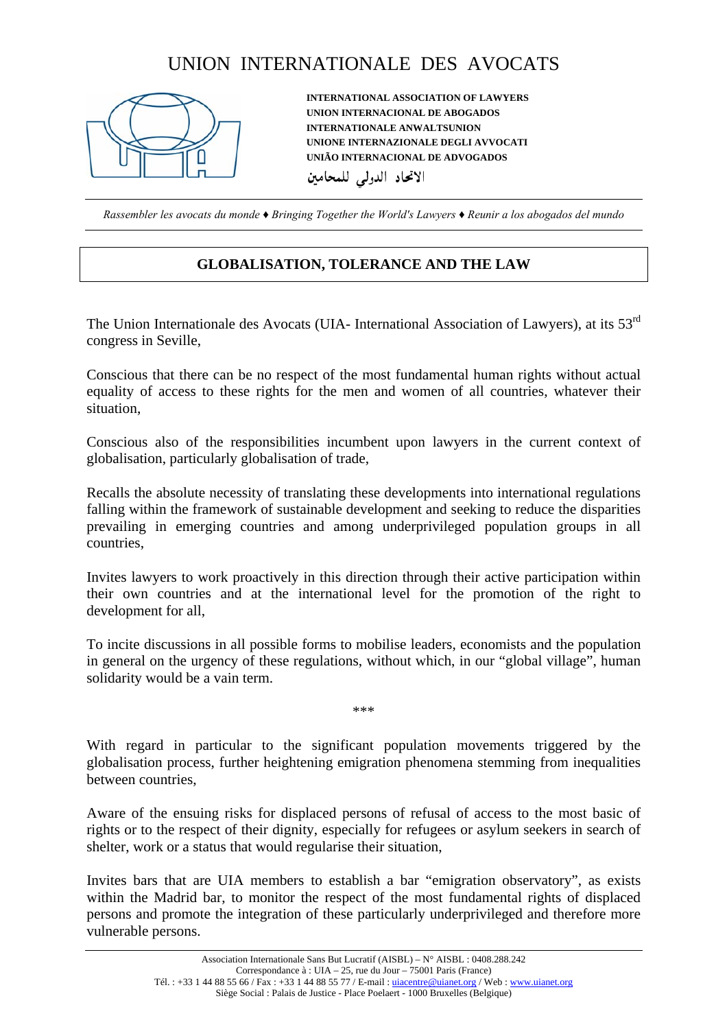# UNION INTERNATIONALE DES AVOCATS

**INTERNATIONAL ASSOCIATION OF LAWYERS**
**UNION INTERNACIONAL DE ABOGADOS**
**INTERNATIONALE ANWALTSUNION**
**UNIONE INTERNAZIONALE DEGLI AVVOCATI**
**UNIÃO INTERNACIONAL DE ADVOGADOS**
**الاتحاد الدولي للمحامين**

*Rassembler les avocats du monde ♦ Bringing Together the World's Lawyers ♦ Reunir a los abogados del mundo*

## GLOBALISATION, TOLERANCE AND THE LAW

The Union Internationale des Avocats (UIA- International Association of Lawyers), at its 53rd congress in Seville,

Conscious that there can be no respect of the most fundamental human rights without actual equality of access to these rights for the men and women of all countries, whatever their situation,

Conscious also of the responsibilities incumbent upon lawyers in the current context of globalisation, particularly globalisation of trade,

Recalls the absolute necessity of translating these developments into international regulations falling within the framework of sustainable development and seeking to reduce the disparities prevailing in emerging countries and among underprivileged population groups in all countries,

Invites lawyers to work proactively in this direction through their active participation within their own countries and at the international level for the promotion of the right to development for all,

To incite discussions in all possible forms to mobilise leaders, economists and the population in general on the urgency of these regulations, without which, in our "global village", human solidarity would be a vain term.

\*\*\*

With regard in particular to the significant population movements triggered by the globalisation process, further heightening emigration phenomena stemming from inequalities between countries,

Aware of the ensuing risks for displaced persons of refusal of access to the most basic of rights or to the respect of their dignity, especially for refugees or asylum seekers in search of shelter, work or a status that would regularise their situation,

Invites bars that are UIA members to establish a bar "emigration observatory", as exists within the Madrid bar, to monitor the respect of the most fundamental rights of displaced persons and promote the integration of these particularly underprivileged and therefore more vulnerable persons.

Association Internationale Sans But Lucratif (AISBL) – N° AISBL : 0408.288.242
Correspondance à : UIA – 25, rue du Jour – 75001 Paris (France)
Tél. : +33 1 44 88 55 66 / Fax : +33 1 44 88 55 77 / E-mail : uiacentre@uianet.org / Web : www.uianet.org
Siège Social : Palais de Justice - Place Poelaert - 1000 Bruxelles (Belgique)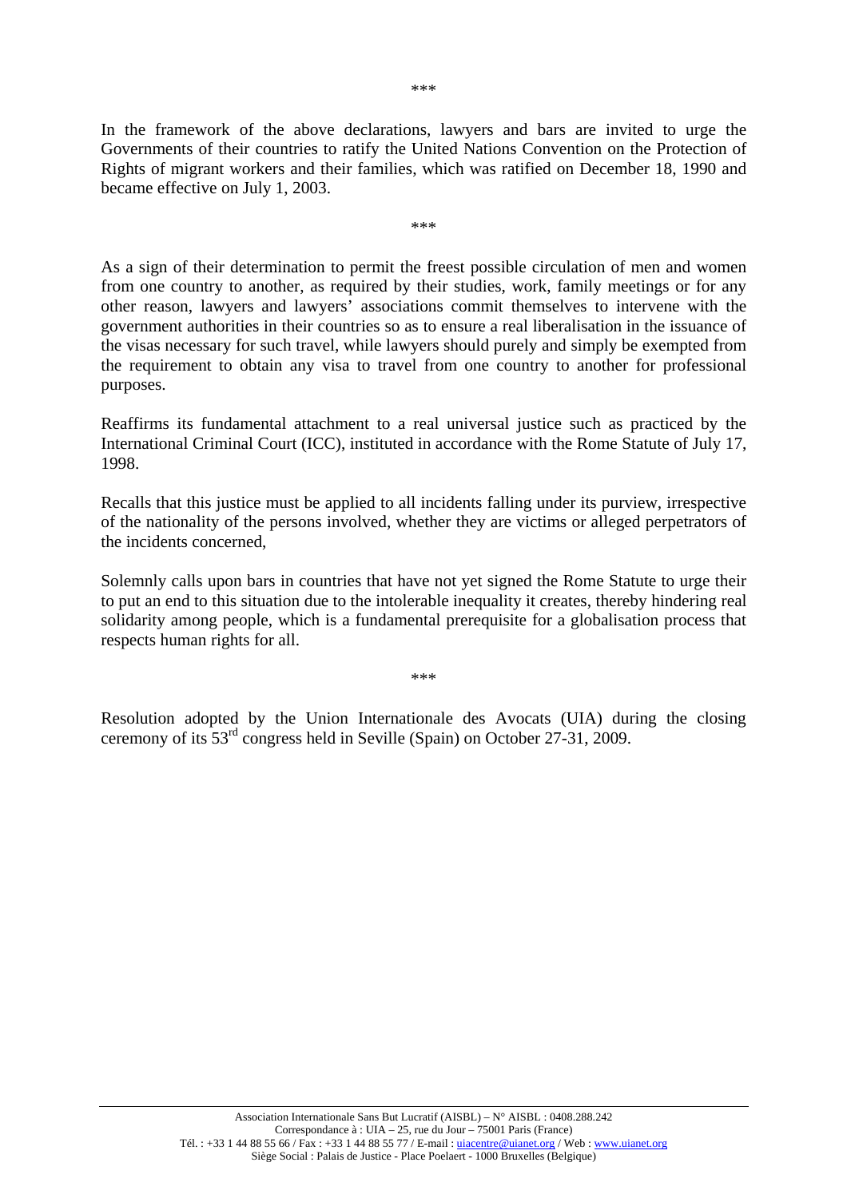\*\*\*

In the framework of the above declarations, lawyers and bars are invited to urge the Governments of their countries to ratify the United Nations Convention on the Protection of Rights of migrant workers and their families, which was ratified on December 18, 1990 and became effective on July 1, 2003.

\*\*\*

As a sign of their determination to permit the freest possible circulation of men and women from one country to another, as required by their studies, work, family meetings or for any other reason, lawyers and lawyers' associations commit themselves to intervene with the government authorities in their countries so as to ensure a real liberalisation in the issuance of the visas necessary for such travel, while lawyers should purely and simply be exempted from the requirement to obtain any visa to travel from one country to another for professional purposes.

Reaffirms its fundamental attachment to a real universal justice such as practiced by the International Criminal Court (ICC), instituted in accordance with the Rome Statute of July 17, 1998.

Recalls that this justice must be applied to all incidents falling under its purview, irrespective of the nationality of the persons involved, whether they are victims or alleged perpetrators of the incidents concerned,

Solemnly calls upon bars in countries that have not yet signed the Rome Statute to urge their to put an end to this situation due to the intolerable inequality it creates, thereby hindering real solidarity among people, which is a fundamental prerequisite for a globalisation process that respects human rights for all.

\*\*\*

Resolution adopted by the Union Internationale des Avocats (UIA) during the closing ceremony of its 53rd congress held in Seville (Spain) on October 27-31, 2009.

Association Internationale Sans But Lucratif (AISBL) – N° AISBL : 0408.288.242
Correspondance à : UIA – 25, rue du Jour – 75001 Paris (France)
Tél. : +33 1 44 88 55 66 / Fax : +33 1 44 88 55 77 / E-mail : uiacentre@uianet.org / Web : www.uianet.org
Siège Social : Palais de Justice - Place Poelaert - 1000 Bruxelles (Belgique)